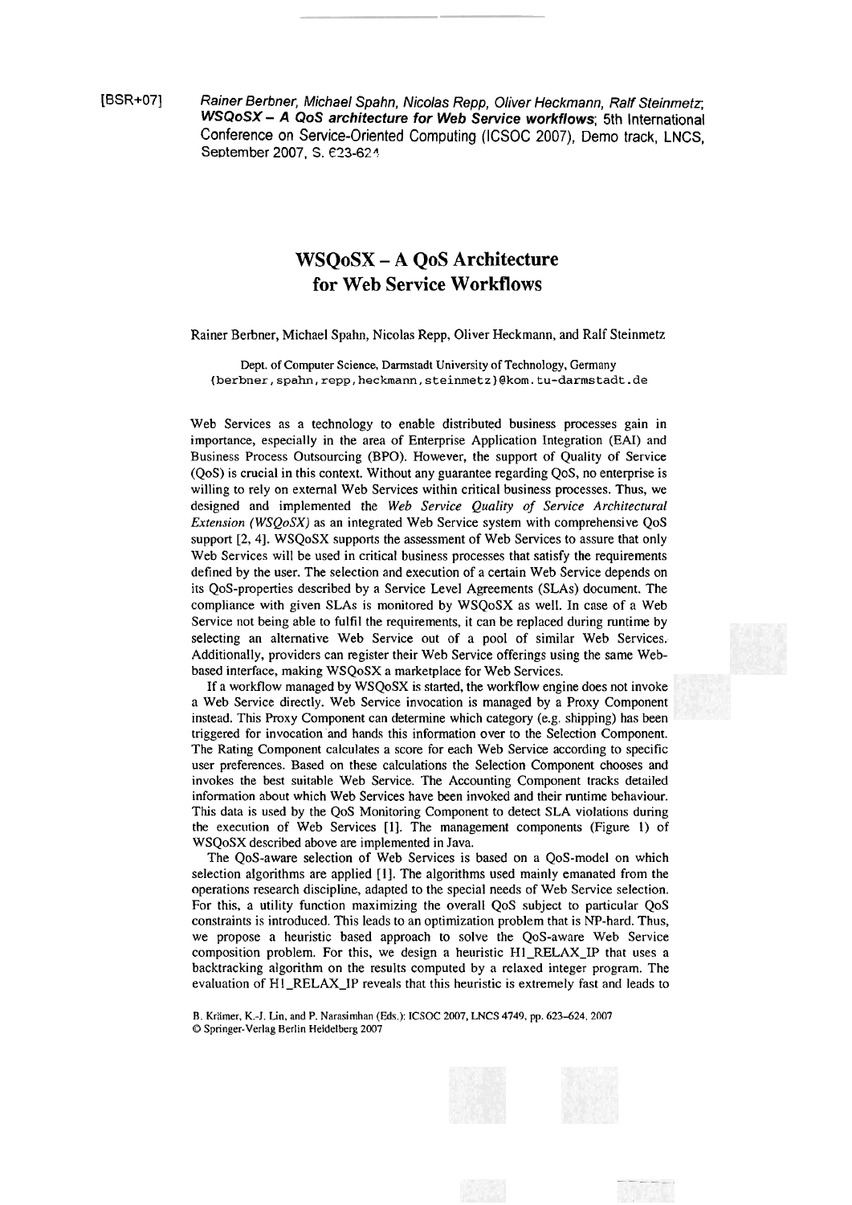[BSR+07] *Rainer Berbner, Michael Spahn, Nicolas Repp, Oliver Heckmann, Ralf Steinmetz*; ***WSQoSX – A QoS architecture for Web Service workflows***; 5th International Conference on Service-Oriented Computing (ICSOC 2007), Demo track, LNCS, September 2007, S. 623-624

# WSQoSX – A QoS Architecture for Web Service Workflows

Rainer Berbner, Michael Spahn, Nicolas Repp, Oliver Heckmann, and Ralf Steinmetz

Dept. of Computer Science, Darmstadt University of Technology, Germany
{berbner,spahn,repp,heckmann,steinmetz}@kom.tu-darmstadt.de

Web Services as a technology to enable distributed business processes gain in importance, especially in the area of Enterprise Application Integration (EAI) and Business Process Outsourcing (BPO). However, the support of Quality of Service (QoS) is crucial in this context. Without any guarantee regarding QoS, no enterprise is willing to rely on external Web Services within critical business processes. Thus, we designed and implemented the *Web Service Quality of Service Architectural Extension (WSQoSX)* as an integrated Web Service system with comprehensive QoS support [2, 4]. WSQoSX supports the assessment of Web Services to assure that only Web Services will be used in critical business processes that satisfy the requirements defined by the user. The selection and execution of a certain Web Service depends on its QoS-properties described by a Service Level Agreements (SLAs) document. The compliance with given SLAs is monitored by WSQoSX as well. In case of a Web Service not being able to fulfil the requirements, it can be replaced during runtime by selecting an alternative Web Service out of a pool of similar Web Services. Additionally, providers can register their Web Service offerings using the same Web-based interface, making WSQoSX a marketplace for Web Services.

If a workflow managed by WSQoSX is started, the workflow engine does not invoke a Web Service directly. Web Service invocation is managed by a Proxy Component instead. This Proxy Component can determine which category (e.g. shipping) has been triggered for invocation and hands this information over to the Selection Component. The Rating Component calculates a score for each Web Service according to specific user preferences. Based on these calculations the Selection Component chooses and invokes the best suitable Web Service. The Accounting Component tracks detailed information about which Web Services have been invoked and their runtime behaviour. This data is used by the QoS Monitoring Component to detect SLA violations during the execution of Web Services [1]. The management components (Figure 1) of WSQoSX described above are implemented in Java.

The QoS-aware selection of Web Services is based on a QoS-model on which selection algorithms are applied [1]. The algorithms used mainly emanated from the operations research discipline, adapted to the special needs of Web Service selection. For this, a utility function maximizing the overall QoS subject to particular QoS constraints is introduced. This leads to an optimization problem that is NP-hard. Thus, we propose a heuristic based approach to solve the QoS-aware Web Service composition problem. For this, we design a heuristic H1_RELAX_IP that uses a backtracking algorithm on the results computed by a relaxed integer program. The evaluation of H1_RELAX_IP reveals that this heuristic is extremely fast and leads to

B. Krämer, K.-J. Lin, and P. Narasimhan (Eds.): ICSOC 2007, LNCS 4749, pp. 623–624, 2007
© Springer-Verlag Berlin Heidelberg 2007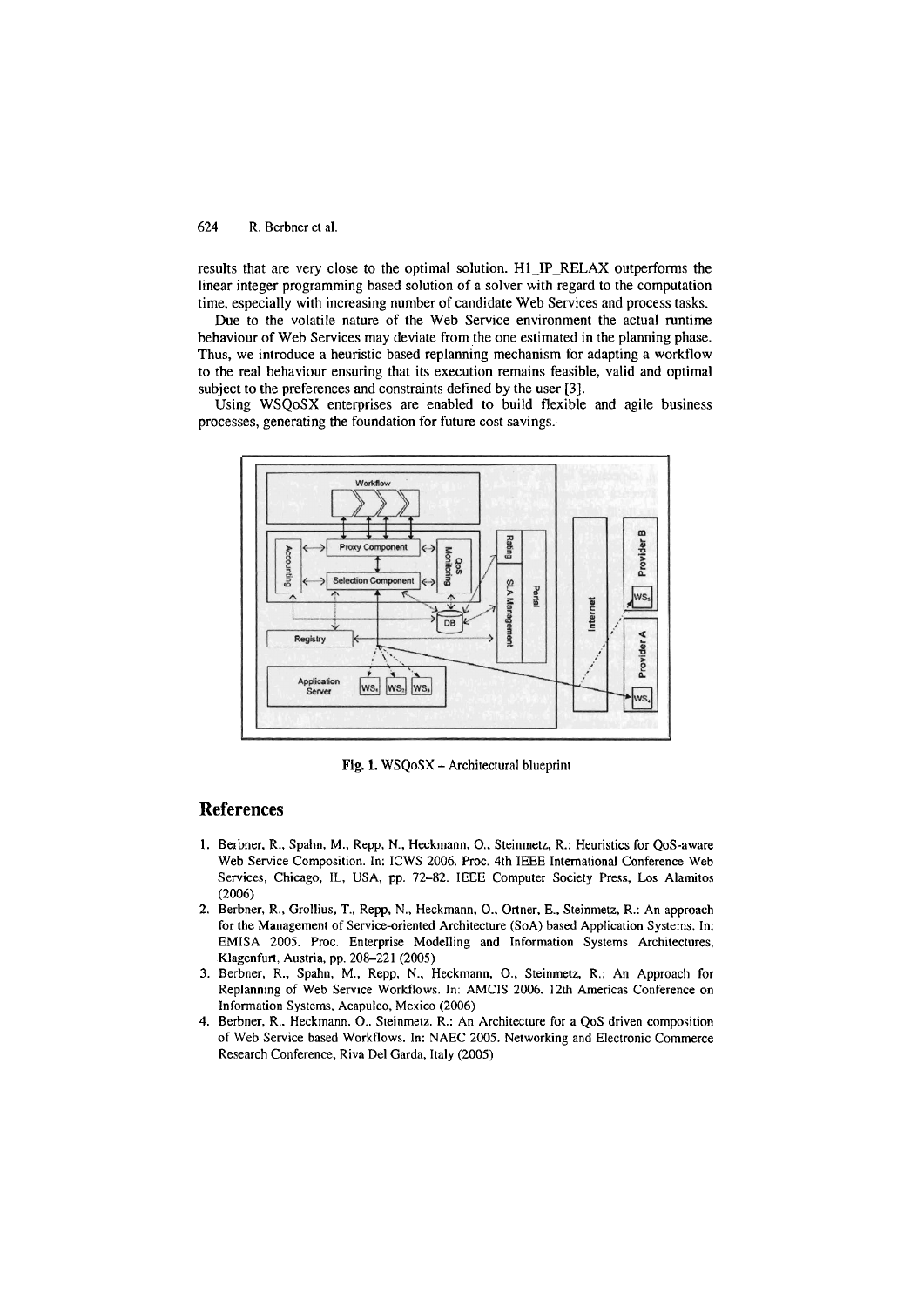results that are very close to the optimal solution. H1_IP_RELAX outperforms the linear integer programming based solution of a solver with regard to the computation time, especially with increasing number of candidate Web Services and process tasks.

Due to the volatile nature of the Web Service environment the actual runtime behaviour of Web Services may deviate from the one estimated in the planning phase. Thus, we introduce a heuristic based replanning mechanism for adapting a workflow to the real behaviour ensuring that its execution remains feasible, valid and optimal subject to the preferences and constraints defined by the user [3].

Using WSQoSX enterprises are enabled to build flexible and agile business processes, generating the foundation for future cost savings.

Workflow

Proxy Component

Selection Component

Accounting

QoS Monitoring

DB

Registry

Rating

SLA Management

Portal

Internet

Provider B

Provider A

Application Server

$WS_1$ $WS_2$ $WS_3$

$WS_4$

$WS_5$

**Fig. 1.** WSQoSX – Architectural blueprint

## References

1. Berbner, R., Spahn, M., Repp, N., Heckmann, O., Steinmetz, R.: Heuristics for QoS-aware Web Service Composition. In: ICWS 2006. Proc. 4th IEEE International Conference Web Services, Chicago, IL, USA, pp. 72–82. IEEE Computer Society Press, Los Alamitos (2006)
2. Berbner, R., Grollius, T., Repp, N., Heckmann, O., Ortner, E., Steinmetz, R.: An approach for the Management of Service-oriented Architecture (SoA) based Application Systems. In: EMISA 2005. Proc. Enterprise Modelling and Information Systems Architectures, Klagenfurt, Austria, pp. 208–221 (2005)
3. Berbner, R., Spahn, M., Repp, N., Heckmann, O., Steinmetz, R.: An Approach for Replanning of Web Service Workflows. In: AMCIS 2006. 12th Americas Conference on Information Systems, Acapulco, Mexico (2006)
4. Berbner, R., Heckmann, O., Steinmetz, R.: An Architecture for a QoS driven composition of Web Service based Workflows. In: NAEC 2005. Networking and Electronic Commerce Research Conference, Riva Del Garda, Italy (2005)